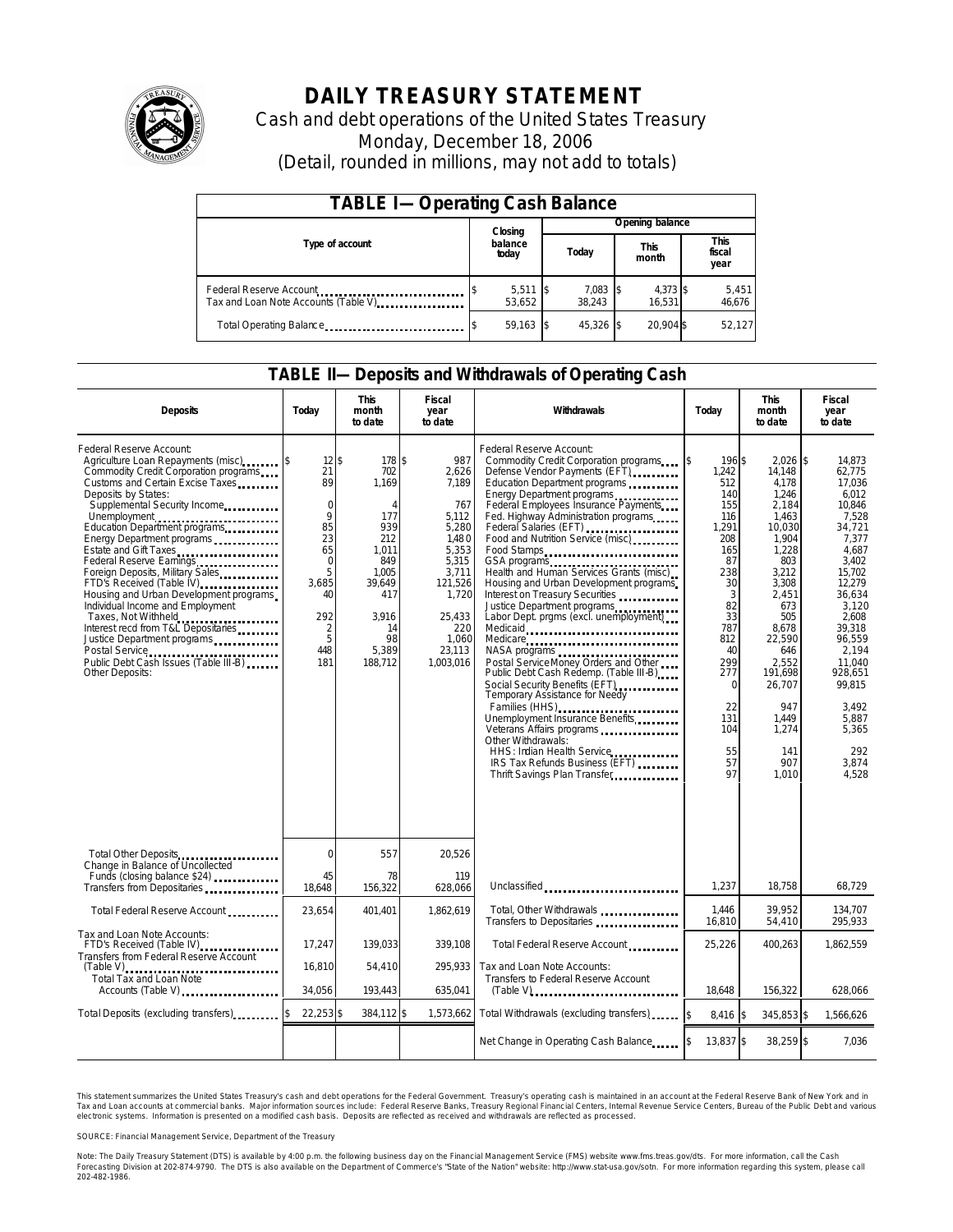# DAILY TREASURY STATEMENT

Cash and debt operations of the United States Treasury

Monday, December 18, 2006

(Detail, rounded in millions, may not add to totals)

## TABLE I—Operating Cash Balance

| Type of account | Closing balance today | Opening balance Today | Opening balance This month | Opening balance This fiscal year |
|---|---|---|---|---|
| Federal Reserve Account | $ 5,511 | $ 7,083 | $ 4,373 | $ 5,451 |
| Tax and Loan Note Accounts (Table V) | 53,652 | 38,243 | 16,531 | 46,676 |
| Total Operating Balance | $ 59,163 | $ 45,326 | $ 20,904 | $ 52,127 |

## TABLE II—Deposits and Withdrawals of Operating Cash

| Deposits | Today | This month to date | Fiscal year to date | Withdrawals | Today | This month to date | Fiscal year to date |
|---|---|---|---|---|---|---|---|
| Federal Reserve Account: | | | | Federal Reserve Account: | | | |
| Agriculture Loan Repayments (misc) | $ 12 | $ 178 | $ 987 | Commodity Credit Corporation programs | $ 196 | $ 2,026 | $ 14,873 |
| Commodity Credit Corporation programs | 21 | 702 | 2,626 | Defense Vendor Payments (EFT) | 1,242 | 14,148 | 62,775 |
| Customs and Certain Excise Taxes | 89 | 1,169 | 7,189 | Education Department programs | 512 | 4,178 | 17,036 |
| Deposits by States: | | | | Energy Department programs | 140 | 1,246 | 6,012 |
| Supplemental Security Income | 0 | 4 | 767 | Federal Employees Insurance Payments | 155 | 2,184 | 10,846 |
| Unemployment | 9 | 177 | 5,112 | Fed. Highway Administration programs | 116 | 1,463 | 7,528 |
| Education Department programs | 85 | 939 | 5,280 | Federal Salaries (EFT) | 1,291 | 10,030 | 34,721 |
| Energy Department programs | 23 | 212 | 1,480 | Food and Nutrition Service (misc) | 208 | 1,904 | 7,377 |
| Estate and Gift Taxes | 65 | 1,011 | 5,353 | Food Stamps | 165 | 1,228 | 4,687 |
| Federal Reserve Earnings | 0 | 849 | 5,315 | GSA programs | 87 | 803 | 3,402 |
| Foreign Deposits, Military Sales | 5 | 1,005 | 3,711 | Health and Human Services Grants (misc) | 238 | 3,212 | 15,702 |
| FTD's Received (Table IV) | 3,685 | 39,649 | 121,526 | Housing and Urban Development programs | 30 | 3,308 | 12,279 |
| Housing and Urban Development programs | 40 | 417 | 1,720 | Interest on Treasury Securities | 3 | 2,451 | 36,634 |
| Individual Income and Employment Taxes, Not Withheld | 292 | 3,916 | 25,433 | Justice Department programs | 82 | 673 | 3,120 |
| Interest recd from T&L Depositaries | 2 | 14 | 220 | Labor Dept. prgms (excl. unemployment) | 33 | 505 | 2,608 |
| Justice Department programs | 5 | 98 | 1,060 | Medicaid | 787 | 8,678 | 39,318 |
| Postal Service | 448 | 5,389 | 23,113 | Medicare | 812 | 22,590 | 96,559 |
| Public Debt Cash Issues (Table III-B) | 181 | 188,712 | 1,003,016 | NASA programs | 40 | 646 | 2,194 |
| Other Deposits: | | | | Postal Service Money Orders and Other | 299 | 2,552 | 11,040 |
| | | | | Public Debt Cash Redemp. (Table III-B) | 277 | 191,698 | 928,651 |
| | | | | Social Security Benefits (EFT) | 0 | 26,707 | 99,815 |
| | | | | Temporary Assistance for Needy Families (HHS) | 22 | 947 | 3,492 |
| | | | | Unemployment Insurance Benefits | 131 | 1,449 | 5,887 |
| | | | | Veterans Affairs programs | 104 | 1,274 | 5,365 |
| | | | | Other Withdrawals: | | | |
| | | | | HHS: Indian Health Service | 55 | 141 | 292 |
| | | | | IRS Tax Refunds Business (EFT) | 57 | 907 | 3,874 |
| | | | | Thrift Savings Plan Transfer | 97 | 1,010 | 4,528 |
| Total Other Deposits | 0 | 557 | 20,526 | | | | |
| Change in Balance of Uncollected Funds (closing balance $24) | 45 | 78 | 119 | | | | |
| Transfers from Depositaries | 18,648 | 156,322 | 628,066 | Unclassified | 1,237 | 18,758 | 68,729 |
| Total Federal Reserve Account | 23,654 | 401,401 | 1,862,619 | Total, Other Withdrawals | 1,446 | 39,952 | 134,707 |
| | | | | Transfers to Depositaries | 16,810 | 54,410 | 295,933 |
| Tax and Loan Note Accounts: | | | | | | | |
| FTD's Received (Table IV) | 17,247 | 139,033 | 339,108 | Total Federal Reserve Account | 25,226 | 400,263 | 1,862,559 |
| Transfers from Federal Reserve Account (Table V) | 16,810 | 54,410 | 295,933 | Tax and Loan Note Accounts: | | | |
| Total Tax and Loan Note Accounts (Table V) | 34,056 | 193,443 | 635,041 | Transfers to Federal Reserve Account (Table V) | 18,648 | 156,322 | 628,066 |
| Total Deposits (excluding transfers) | $ 22,253 | $ 384,112 | $ 1,573,662 | Total Withdrawals (excluding transfers) | $ 8,416 | $ 345,853 | $ 1,566,626 |
| | | | | Net Change in Operating Cash Balance | $ 13,837 | $ 38,259 | $ 7,036 |

This statement summarizes the United States Treasury's cash and debt operations for the Federal Government. Treasury's operating cash is maintained in an account at the Federal Reserve Bank of New York and in Tax and Loan accounts at commercial banks. Major information sources include: Federal Reserve Banks, Treasury Regional Financial Centers, Internal Revenue Service Centers, Bureau of the Public Debt and various electronic systems. Information is presented on a modified cash basis. Deposits are reflected as received and withdrawals are reflected as processed.

SOURCE: Financial Management Service, Department of the Treasury

Note: The Daily Treasury Statement (DTS) is available by 4:00 p.m. the following business day on the Financial Management Service (FMS) website www.fms.treas.gov/dts. For more information, call the Cash Forecasting Division at 202-874-9790. The DTS is also available on the Department of Commerce's "State of the Nation" website: http://www.stat-usa.gov/sotn. For more information regarding this system, please call 202-482-1986.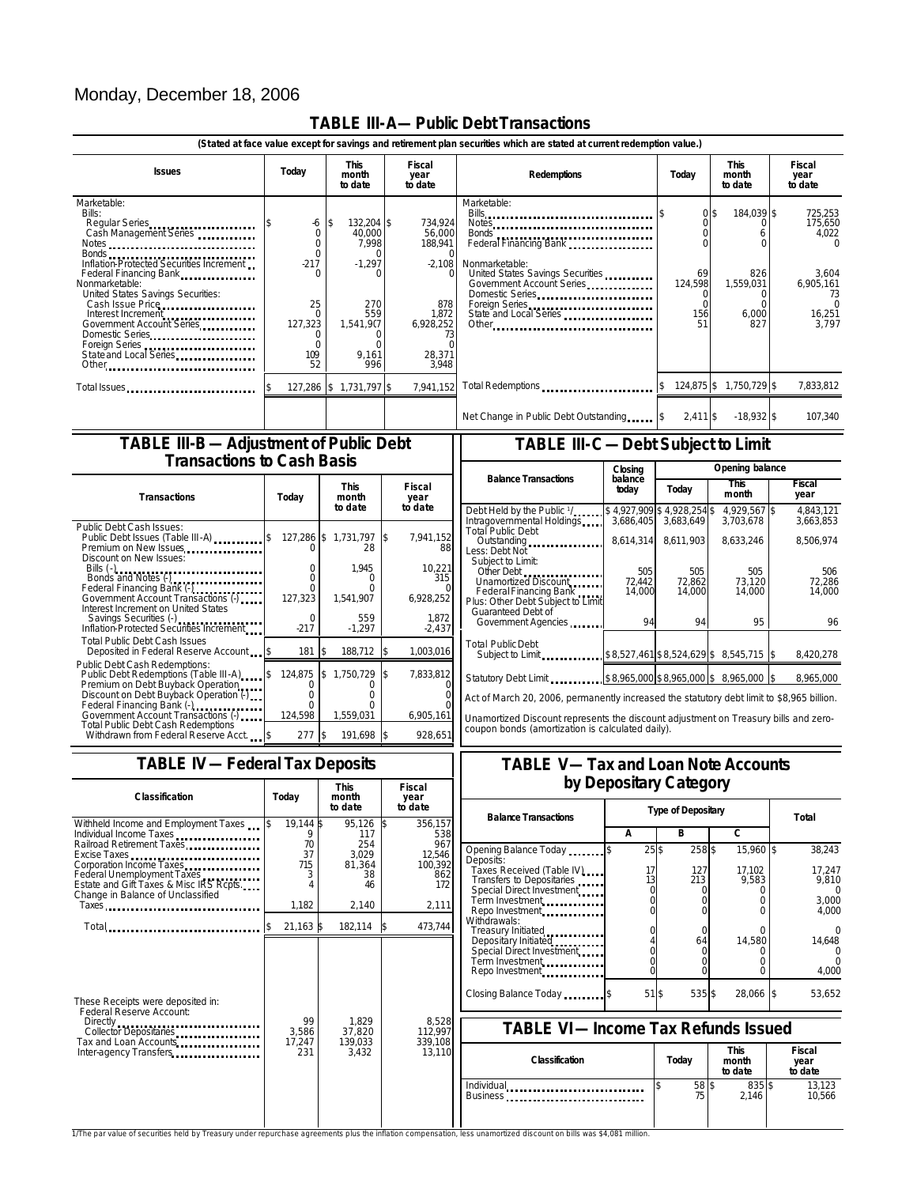Monday, December 18, 2006

## TABLE III-A— Public Debt Transactions

(Stated at face value except for savings and retirement plan securities which are stated at current redemption value.)

| Issues | Today | This month to date | Fiscal year to date | Redemptions | Today | This month to date | Fiscal year to date |
|---|---|---|---|---|---|---|---|
| Marketable: | | | | Marketable: | | | |
| Bills: | | | | Bills | $ 0 | $ 184,039 | $ 725,253 |
| Regular Series | $ -6 | $ 132,204 | $ 734,924 | Notes | 0 | 0 | 175,650 |
| Cash Management Series | 0 | 40,000 | 56,000 | Bonds | 0 | 6 | 4,022 |
| Notes | 0 | 7,998 | 188,941 | Federal Financing Bank | 0 | 0 | 0 |
| Bonds | 0 | 0 | 0 | | | | |
| Inflation-Protected Securities Increment | -217 | -1,297 | -2,108 | Nonmarketable: | | | |
| Federal Financing Bank | 0 | 0 | 0 | United States Savings Securities | 69 | 826 | 3,604 |
| Nonmarketable: | | | | Government Account Series | 124,598 | 1,559,031 | 6,905,161 |
| United States Savings Securities: | | | | Domestic Series | 0 | 0 | 73 |
| Cash Issue Price | 25 | 270 | 878 | Foreign Series | 0 | 0 | 0 |
| Interest Increment | 0 | 559 | 1,872 | State and Local Series | 156 | 6,000 | 16,251 |
| Government Account Series | 127,323 | 1,541,907 | 6,928,252 | Other | 51 | 827 | 3,797 |
| Domestic Series | 0 | 0 | 73 | | | | |
| Foreign Series | 0 | 0 | 0 | | | | |
| State and Local Series | 109 | 9,161 | 28,371 | | | | |
| Other | 52 | 996 | 3,948 | | | | |
| Total Issues | $ 127,286 | $ 1,731,797 | $ 7,941,152 | Total Redemptions | $ 124,875 | $ 1,750,729 | $ 7,833,812 |
| | | | | Net Change in Public Debt Outstanding | $ 2,411 | $ -18,932 | $ 107,340 |

## TABLE III-B — Adjustment of Public Debt Transactions to Cash Basis

| Transactions | Today | This month to date | Fiscal year to date |
|---|---|---|---|
| Public Debt Cash Issues: | | | |
| Public Debt Issues (Table III-A) | $ 127,286 | $ 1,731,797 | $ 7,941,152 |
| Premium on New Issues | 0 | 28 | 88 |
| Discount on New Issues: | | | |
| Bills (-) | 0 | 1,945 | 10,221 |
| Bonds and Notes (-) | 0 | 0 | 315 |
| Federal Financing Bank (-) | 0 | 0 | 0 |
| Government Account Transactions (-) | 127,323 | 1,541,907 | 6,928,252 |
| Interest Increment on United States Savings Securities (-) | 0 | 559 | 1,872 |
| Inflation-Protected Securities Increment | -217 | -1,297 | -2,437 |
| Total Public Debt Cash Issues Deposited in Federal Reserve Account | $ 181 | $ 188,712 | $ 1,003,016 |
| Public Debt Cash Redemptions: | | | |
| Public Debt Redemptions (Table III-A) | $ 124,875 | $ 1,750,729 | $ 7,833,812 |
| Premium on Debt Buyback Operation | 0 | 0 | 0 |
| Discount on Debt Buyback Operation (-) | 0 | 0 | 0 |
| Federal Financing Bank (-) | 0 | 0 | 0 |
| Government Account Transactions (-) | 124,598 | 1,559,031 | 6,905,161 |
| Total Public Debt Cash Redemptions Withdrawn from Federal Reserve Acct. | $ 277 | $ 191,698 | $ 928,651 |

## TABLE III-C — Debt Subject to Limit

| Balance Transactions | Closing balance today | Opening balance Today | Opening balance This month | Opening balance Fiscal year |
|---|---|---|---|---|
| Debt Held by the Public [1] | $ 4,927,909 | $ 4,928,254 | $ 4,929,567 | $ 4,843,121 |
| Intragovernmental Holdings | 3,686,405 | 3,683,649 | 3,703,678 | 3,663,853 |
| Total Public Debt Outstanding | 8,614,314 | 8,611,903 | 8,633,246 | 8,506,974 |
| Less: Debt Not Subject to Limit: | | | | |
| Other Debt | 505 | 505 | 505 | 506 |
| Unamortized Discount | 72,442 | 72,862 | 73,120 | 72,286 |
| Federal Financing Bank | 14,000 | 14,000 | 14,000 | 14,000 |
| Plus: Other Debt Subject to Limit Guaranteed Debt of Government Agencies | 94 | 94 | 95 | 96 |
| Total Public Debt Subject to Limit | $ 8,527,461 | $ 8,524,629 | $ 8,545,715 | $ 8,420,278 |
| Statutory Debt Limit | $ 8,965,000 | $ 8,965,000 | $ 8,965,000 | $ 8,965,000 |

Act of March 20, 2006, permanently increased the statutory debt limit to $8,965 billion.

Unamortized Discount represents the discount adjustment on Treasury bills and zero-coupon bonds (amortization is calculated daily).

## TABLE IV — Federal Tax Deposits

| Classification | Today | This month to date | Fiscal year to date |
|---|---|---|---|
| Withheld Income and Employment Taxes | $ 19,144 | $ 95,126 | $ 356,157 |
| Individual Income Taxes | 9 | 117 | 538 |
| Railroad Retirement Taxes | 70 | 254 | 967 |
| Excise Taxes | 37 | 3,029 | 12,546 |
| Corporation Income Taxes | 715 | 81,364 | 100,392 |
| Federal Unemployment Taxes | 3 | 38 | 862 |
| Estate and Gift Taxes & Misc IRS Rcpts. | 4 | 46 | 172 |
| Change in Balance of Unclassified Taxes | 1,182 | 2,140 | 2,111 |
| Total | $ 21,163 | $ 182,114 | $ 473,744 |
| These Receipts were deposited in: | | | |
| Federal Reserve Account: | | | |
| Directly | 99 | 1,829 | 8,528 |
| Collector Depositaries | 3,586 | 37,820 | 112,997 |
| Tax and Loan Accounts | 17,247 | 139,033 | 339,108 |
| Inter-agency Transfers | 231 | 3,432 | 13,110 |

## TABLE V — Tax and Loan Note Accounts by Depositary Category

| Balance Transactions | Type of Depositary A | B | C | Total |
|---|---|---|---|---|
| Opening Balance Today | $ 25 | $ 258 | $ 15,960 | $ 38,243 |
| Deposits: | | | | |
| Taxes Received (Table IV) | 17 | 127 | 17,102 | 17,247 |
| Transfers to Depositaries | 13 | 213 | 9,583 | 9,810 |
| Special Direct Investment | 0 | 0 | 0 | 0 |
| Term Investment | 0 | 0 | 0 | 3,000 |
| Repo Investment | 0 | 0 | 0 | 4,000 |
| Withdrawals: | | | | |
| Treasury Initiated | 0 | 0 | 0 | 0 |
| Depositary Initiated | 4 | 64 | 14,580 | 14,648 |
| Special Direct Investment | 0 | 0 | 0 | 0 |
| Term Investment | 0 | 0 | 0 | 0 |
| Repo Investment | 0 | 0 | 0 | 4,000 |
| Closing Balance Today | $ 51 | $ 535 | $ 28,066 | $ 53,652 |

## TABLE VI — Income Tax Refunds Issued

| Classification | Today | This month to date | Fiscal year to date |
|---|---|---|---|
| Individual | $ 58 | $ 835 | $ 13,123 |
| Business | 75 | 2,146 | 10,566 |

1/The par value of securities held by Treasury under repurchase agreements plus the inflation compensation, less unamortized discount on bills was $4,081 million.